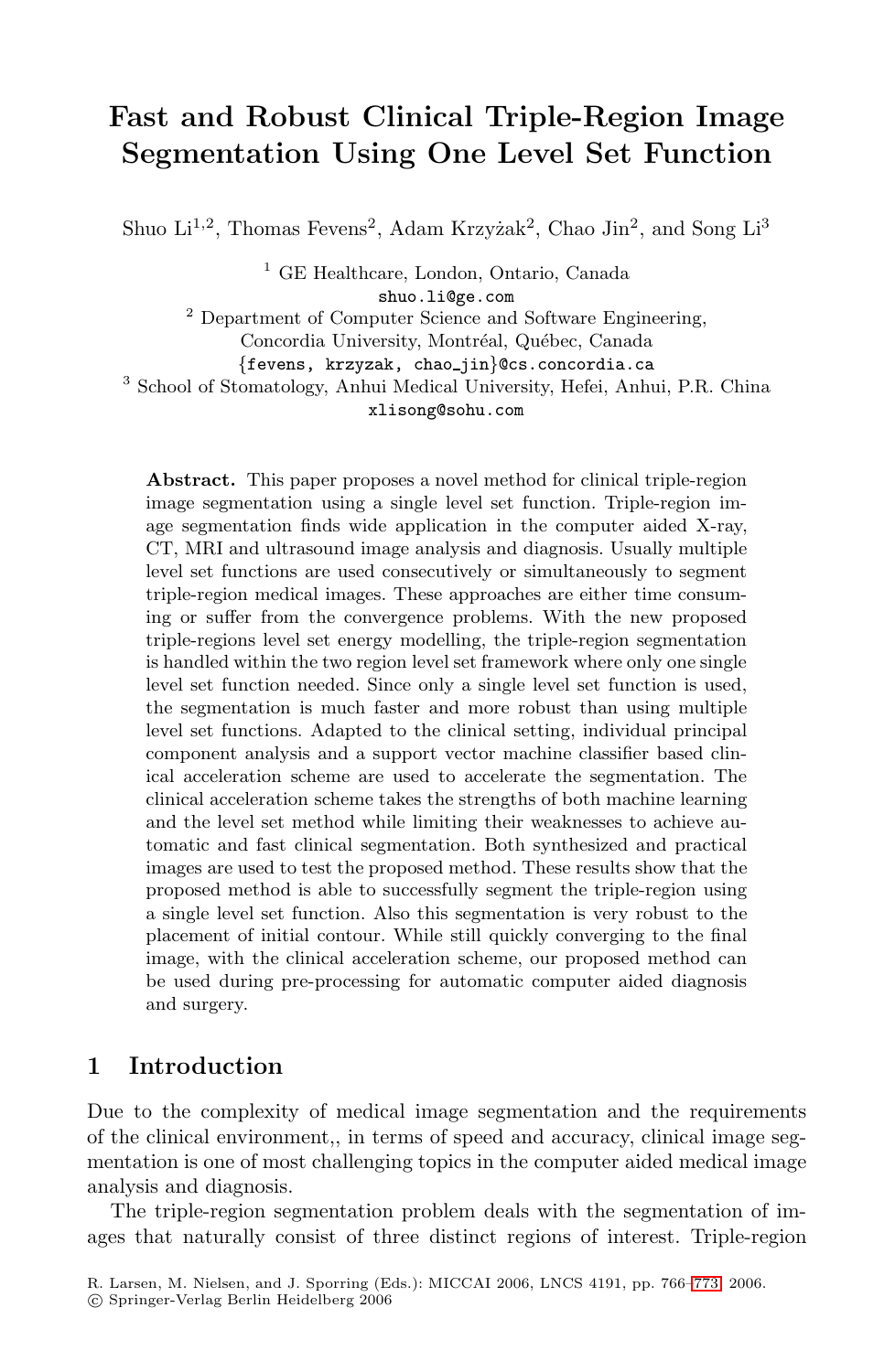# Fast and Robust Clinical Triple-Region Image Segmentation Using One Level Set Function

Shuo Li[1,2], Thomas Fevens[2], Adam Krzyżak[2], Chao Jin[2], and Song Li[3]

[1] GE Healthcare, London, Ontario, Canada
shuo.li@ge.com

[2] Department of Computer Science and Software Engineering, Concordia University, Montréal, Québec, Canada
{fevens, krzyzak, chao_jin}@cs.concordia.ca

[3] School of Stomatology, Anhui Medical University, Hefei, Anhui, P.R. China
xlisong@sohu.com

**Abstract.** This paper proposes a novel method for clinical triple-region image segmentation using a single level set function. Triple-region image segmentation finds wide application in the computer aided X-ray, CT, MRI and ultrasound image analysis and diagnosis. Usually multiple level set functions are used consecutively or simultaneously to segment triple-region medical images. These approaches are either time consuming or suffer from the convergence problems. With the new proposed triple-regions level set energy modelling, the triple-region segmentation is handled within the two region level set framework where only one single level set function needed. Since only a single level set function is used, the segmentation is much faster and more robust than using multiple level set functions. Adapted to the clinical setting, individual principal component analysis and a support vector machine classifier based clinical acceleration scheme are used to accelerate the segmentation. The clinical acceleration scheme takes the strengths of both machine learning and the level set method while limiting their weaknesses to achieve automatic and fast clinical segmentation. Both synthesized and practical images are used to test the proposed method. These results show that the proposed method is able to successfully segment the triple-region using a single level set function. Also this segmentation is very robust to the placement of initial contour. While still quickly converging to the final image, with the clinical acceleration scheme, our proposed method can be used during pre-processing for automatic computer aided diagnosis and surgery.

## 1 Introduction

Due to the complexity of medical image segmentation and the requirements of the clinical environment,, in terms of speed and accuracy, clinical image segmentation is one of most challenging topics in the computer aided medical image analysis and diagnosis.

The triple-region segmentation problem deals with the segmentation of images that naturally consist of three distinct regions of interest. Triple-region

R. Larsen, M. Nielsen, and J. Sporring (Eds.): MICCAI 2006, LNCS 4191, pp. 766–773, 2006.
© Springer-Verlag Berlin Heidelberg 2006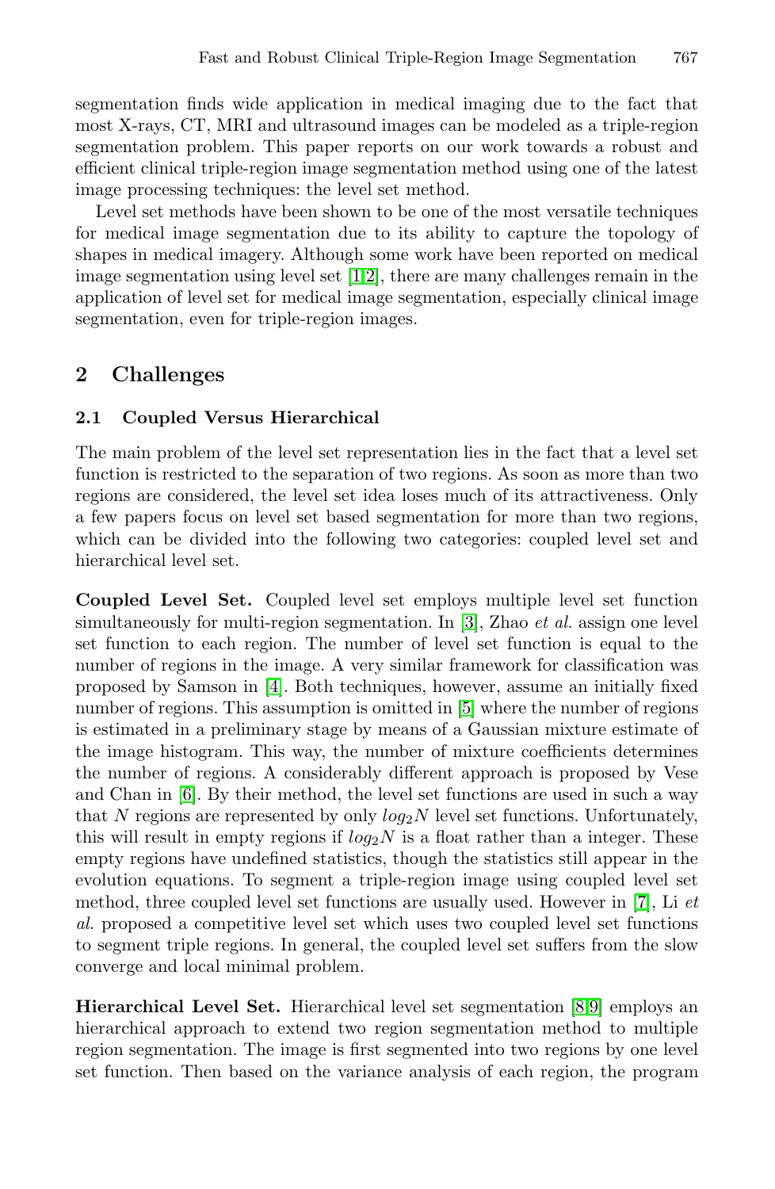segmentation finds wide application in medical imaging due to the fact that most X-rays, CT, MRI and ultrasound images can be modeled as a triple-region segmentation problem. This paper reports on our work towards a robust and efficient clinical triple-region image segmentation method using one of the latest image processing techniques: the level set method.

Level set methods have been shown to be one of the most versatile techniques for medical image segmentation due to its ability to capture the topology of shapes in medical imagery. Although some work have been reported on medical image segmentation using level set [1,2], there are many challenges remain in the application of level set for medical image segmentation, especially clinical image segmentation, even for triple-region images.

## 2 Challenges

### 2.1 Coupled Versus Hierarchical

The main problem of the level set representation lies in the fact that a level set function is restricted to the separation of two regions. As soon as more than two regions are considered, the level set idea loses much of its attractiveness. Only a few papers focus on level set based segmentation for more than two regions, which can be divided into the following two categories: coupled level set and hierarchical level set.

**Coupled Level Set.** Coupled level set employs multiple level set function simultaneously for multi-region segmentation. In [3], Zhao *et al.* assign one level set function to each region. The number of level set function is equal to the number of regions in the image. A very similar framework for classification was proposed by Samson in [4]. Both techniques, however, assume an initially fixed number of regions. This assumption is omitted in [5] where the number of regions is estimated in a preliminary stage by means of a Gaussian mixture estimate of the image histogram. This way, the number of mixture coefficients determines the number of regions. A considerably different approach is proposed by Vese and Chan in [6]. By their method, the level set functions are used in such a way that $N$ regions are represented by only $log_2 N$ level set functions. Unfortunately, this will result in empty regions if $log_2 N$ is a float rather than a integer. These empty regions have undefined statistics, though the statistics still appear in the evolution equations. To segment a triple-region image using coupled level set method, three coupled level set functions are usually used. However in [7], Li *et al.* proposed a competitive level set which uses two coupled level set functions to segment triple regions. In general, the coupled level set suffers from the slow converge and local minimal problem.

**Hierarchical Level Set.** Hierarchical level set segmentation [8,9] employs an hierarchical approach to extend two region segmentation method to multiple region segmentation. The image is first segmented into two regions by one level set function. Then based on the variance analysis of each region, the program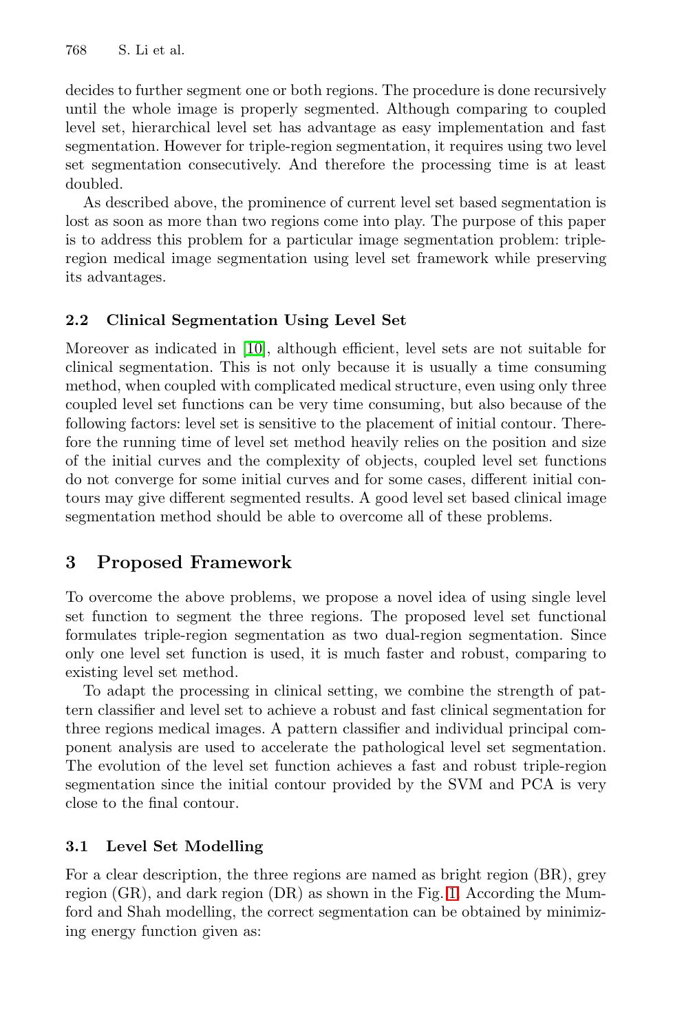decides to further segment one or both regions. The procedure is done recursively until the whole image is properly segmented. Although comparing to coupled level set, hierarchical level set has advantage as easy implementation and fast segmentation. However for triple-region segmentation, it requires using two level set segmentation consecutively. And therefore the processing time is at least doubled.

As described above, the prominence of current level set based segmentation is lost as soon as more than two regions come into play. The purpose of this paper is to address this problem for a particular image segmentation problem: triple-region medical image segmentation using level set framework while preserving its advantages.

### 2.2 Clinical Segmentation Using Level Set

Moreover as indicated in [10], although efficient, level sets are not suitable for clinical segmentation. This is not only because it is usually a time consuming method, when coupled with complicated medical structure, even using only three coupled level set functions can be very time consuming, but also because of the following factors: level set is sensitive to the placement of initial contour. Therefore the running time of level set method heavily relies on the position and size of the initial curves and the complexity of objects, coupled level set functions do not converge for some initial curves and for some cases, different initial contours may give different segmented results. A good level set based clinical image segmentation method should be able to overcome all of these problems.

## 3 Proposed Framework

To overcome the above problems, we propose a novel idea of using single level set function to segment the three regions. The proposed level set functional formulates triple-region segmentation as two dual-region segmentation. Since only one level set function is used, it is much faster and robust, comparing to existing level set method.

To adapt the processing in clinical setting, we combine the strength of pattern classifier and level set to achieve a robust and fast clinical segmentation for three regions medical images. A pattern classifier and individual principal component analysis are used to accelerate the pathological level set segmentation. The evolution of the level set function achieves a fast and robust triple-region segmentation since the initial contour provided by the SVM and PCA is very close to the final contour.

### 3.1 Level Set Modelling

For a clear description, the three regions are named as bright region (BR), grey region (GR), and dark region (DR) as shown in the Fig. 1. According the Mumford and Shah modelling, the correct segmentation can be obtained by minimizing energy function given as: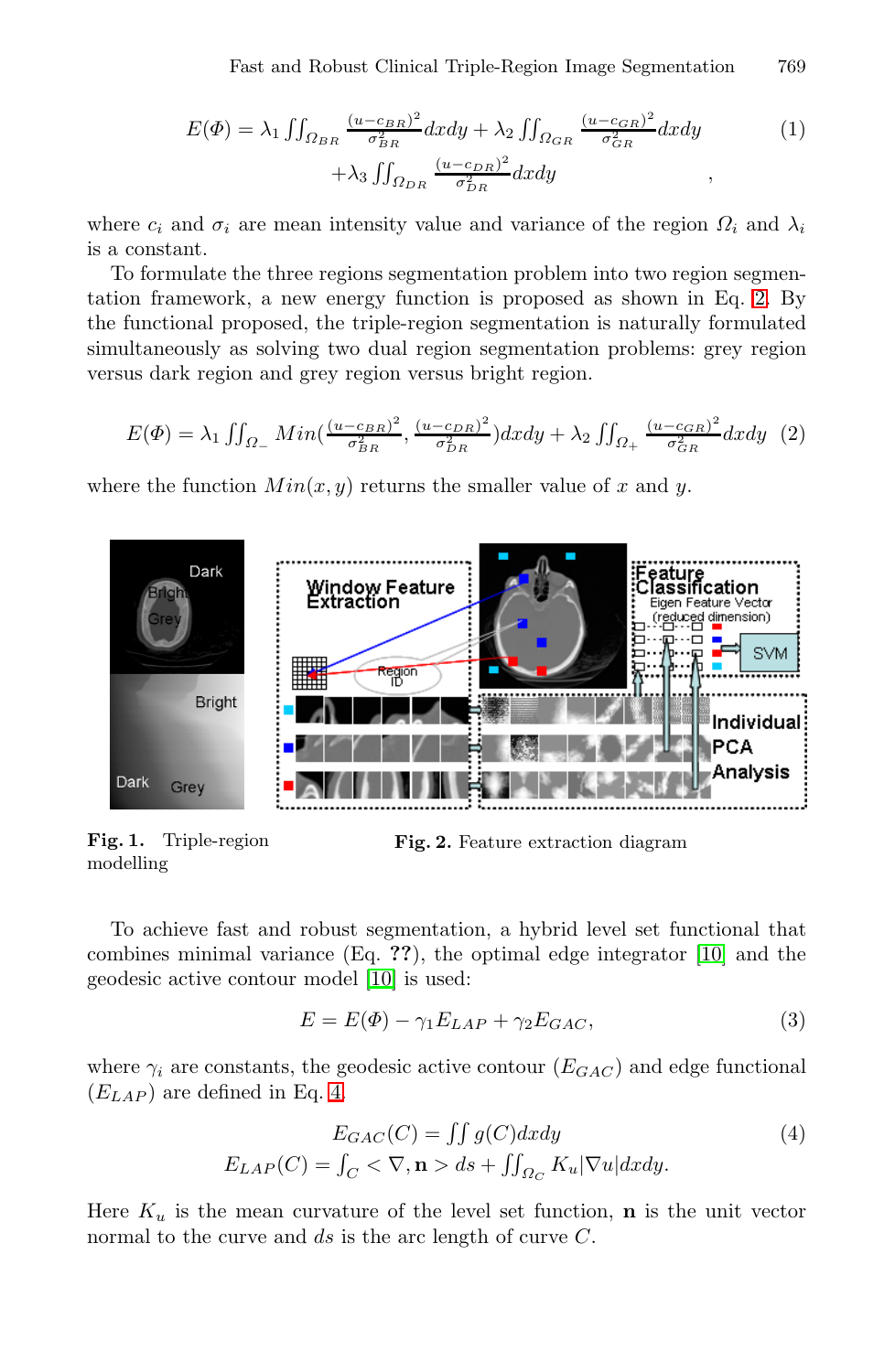$$E(\Phi) = \lambda_1 \iint_{\Omega_{BR}} \frac{(u-c_{BR})^2}{\sigma_{BR}^2} dxdy + \lambda_2 \iint_{\Omega_{GR}} \frac{(u-c_{GR})^2}{\sigma_{GR}^2} dxdy + \lambda_3 \iint_{\Omega_{DR}} \frac{(u-c_{DR})^2}{\sigma_{DR}^2} dxdy \quad (1)$$

where $c_i$ and $\sigma_i$ are mean intensity value and variance of the region $\Omega_i$ and $\lambda_i$ is a constant.

To formulate the three regions segmentation problem into two region segmentation framework, a new energy function is proposed as shown in Eq. 2. By the functional proposed, the triple-region segmentation is naturally formulated simultaneously as solving two dual region segmentation problems: grey region versus dark region and grey region versus bright region.

$$E(\Phi) = \lambda_1 \iint_{\Omega_-} Min\left(\frac{(u-c_{BR})^2}{\sigma_{BR}^2}, \frac{(u-c_{DR})^2}{\sigma_{DR}^2}\right) dxdy + \lambda_2 \iint_{\Omega_+} \frac{(u-c_{GR})^2}{\sigma_{GR}^2} dxdy \quad (2)$$

where the function $Min(x, y)$ returns the smaller value of $x$ and $y$.

**Fig. 1.** Triple-region modelling

**Fig. 2.** Feature extraction diagram

To achieve fast and robust segmentation, a hybrid level set functional that combines minimal variance (Eq. **??**), the optimal edge integrator [10] and the geodesic active contour model [10] is used:

$$E = E(\Phi) - \gamma_1 E_{LAP} + \gamma_2 E_{GAC}, \quad (3)$$

where $\gamma_i$ are constants, the geodesic active contour ($E_{GAC}$) and edge functional ($E_{LAP}$) are defined in Eq. 4.

$$E_{GAC}(C) = \iint g(C) dxdy \quad (4)$$
$$E_{LAP}(C) = \int_C < \nabla, \mathbf{n} > ds + \iint_{\Omega_C} K_u |\nabla u| dxdy.$$

Here $K_u$ is the mean curvature of the level set function, $\mathbf{n}$ is the unit vector normal to the curve and $ds$ is the arc length of curve $C$.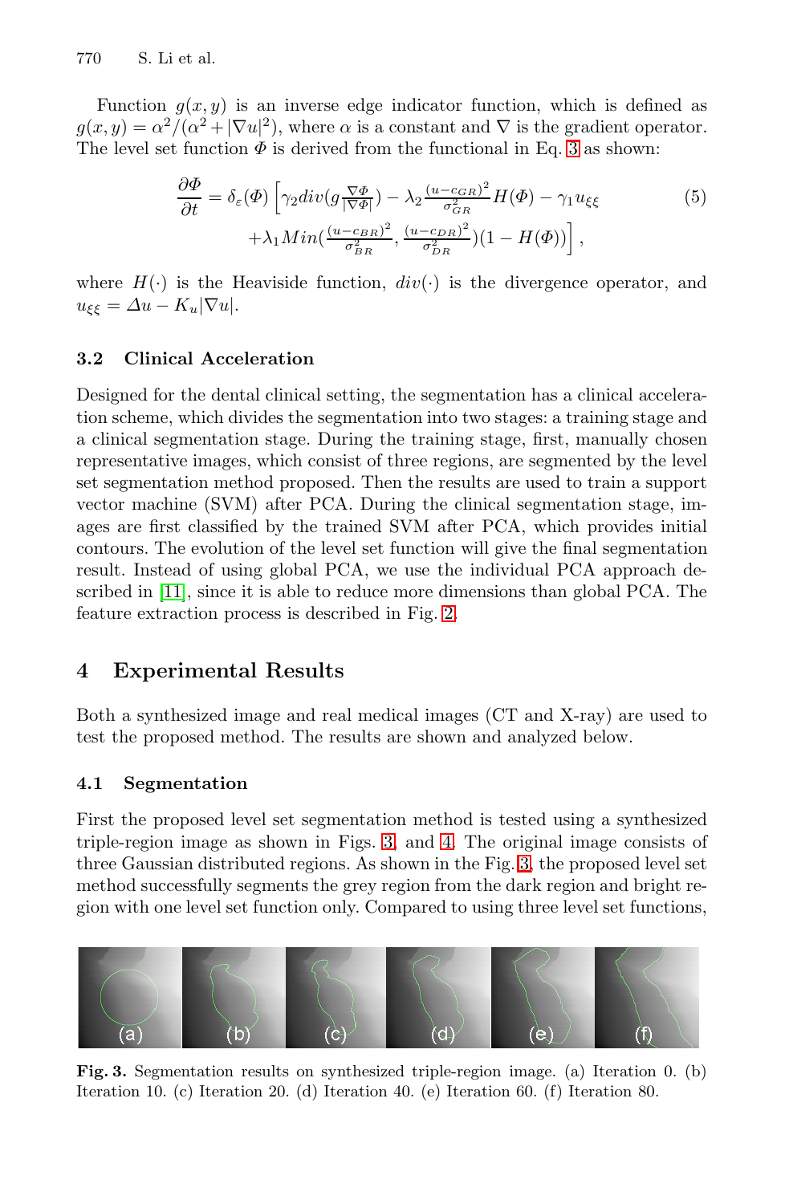Function $g(x, y)$ is an inverse edge indicator function, which is defined as $g(x, y) = \alpha^2/(\alpha^2 + |\nabla u|^2)$, where $\alpha$ is a constant and $\nabla$ is the gradient operator. The level set function $\Phi$ is derived from the functional in Eq. 3 as shown:

$$\frac{\partial \Phi}{\partial t} = \delta_\varepsilon(\Phi)\Big[\gamma_2 div(g\tfrac{\nabla \Phi}{|\nabla \Phi|}) - \lambda_2 \tfrac{(u-c_{GR})^2}{\sigma_{GR}^2} H(\Phi) - \gamma_1 u_{\xi\xi} \\ + \lambda_1 Min(\tfrac{(u-c_{BR})^2}{\sigma_{BR}^2}, \tfrac{(u-c_{DR})^2}{\sigma_{DR}^2})(1 - H(\Phi))\Big], \quad (5)$$

where $H(\cdot)$ is the Heaviside function, $div(\cdot)$ is the divergence operator, and $u_{\xi\xi} = \Delta u - K_u|\nabla u|$.

### 3.2 Clinical Acceleration

Designed for the dental clinical setting, the segmentation has a clinical acceleration scheme, which divides the segmentation into two stages: a training stage and a clinical segmentation stage. During the training stage, first, manually chosen representative images, which consist of three regions, are segmented by the level set segmentation method proposed. Then the results are used to train a support vector machine (SVM) after PCA. During the clinical segmentation stage, images are first classified by the trained SVM after PCA, which provides initial contours. The evolution of the level set function will give the final segmentation result. Instead of using global PCA, we use the individual PCA approach described in [11], since it is able to reduce more dimensions than global PCA. The feature extraction process is described in Fig. 2.

## 4 Experimental Results

Both a synthesized image and real medical images (CT and X-ray) are used to test the proposed method. The results are shown and analyzed below.

### 4.1 Segmentation

First the proposed level set segmentation method is tested using a synthesized triple-region image as shown in Figs. 3 and 4. The original image consists of three Gaussian distributed regions. As shown in the Fig. 3, the proposed level set method successfully segments the grey region from the dark region and bright region with one level set function only. Compared to using three level set functions,

**Fig. 3.** Segmentation results on synthesized triple-region image. (a) Iteration 0. (b) Iteration 10. (c) Iteration 20. (d) Iteration 40. (e) Iteration 60. (f) Iteration 80.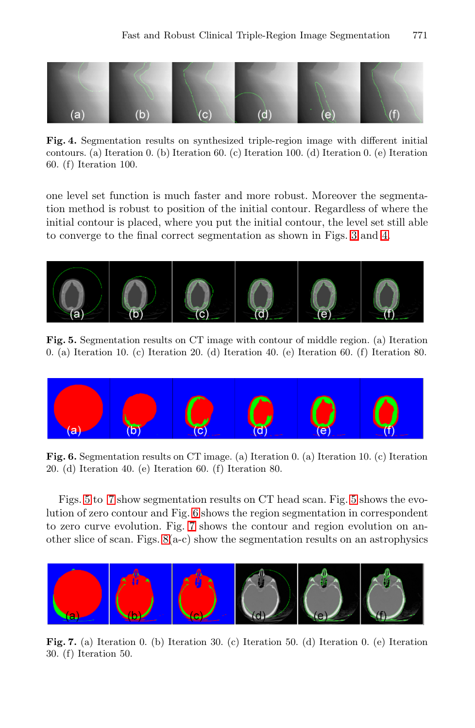**Fig. 4.** Segmentation results on synthesized triple-region image with different initial contours. (a) Iteration 0. (b) Iteration 60. (c) Iteration 100. (d) Iteration 0. (e) Iteration 60. (f) Iteration 100.

one level set function is much faster and more robust. Moreover the segmentation method is robust to position of the initial contour. Regardless of where the initial contour is placed, where you put the initial contour, the level set still able to converge to the final correct segmentation as shown in Figs. 3 and 4.

**Fig. 5.** Segmentation results on CT image with contour of middle region. (a) Iteration 0. (a) Iteration 10. (c) Iteration 20. (d) Iteration 40. (e) Iteration 60. (f) Iteration 80.

**Fig. 6.** Segmentation results on CT image. (a) Iteration 0. (a) Iteration 10. (c) Iteration 20. (d) Iteration 40. (e) Iteration 60. (f) Iteration 80.

Figs. 5 to 7 show segmentation results on CT head scan. Fig. 5 shows the evolution of zero contour and Fig. 6 shows the region segmentation in correspondent to zero curve evolution. Fig. 7 shows the contour and region evolution on another slice of scan. Figs. 8(a-c) show the segmentation results on an astrophysics

**Fig. 7.** (a) Iteration 0. (b) Iteration 30. (c) Iteration 50. (d) Iteration 0. (e) Iteration 30. (f) Iteration 50.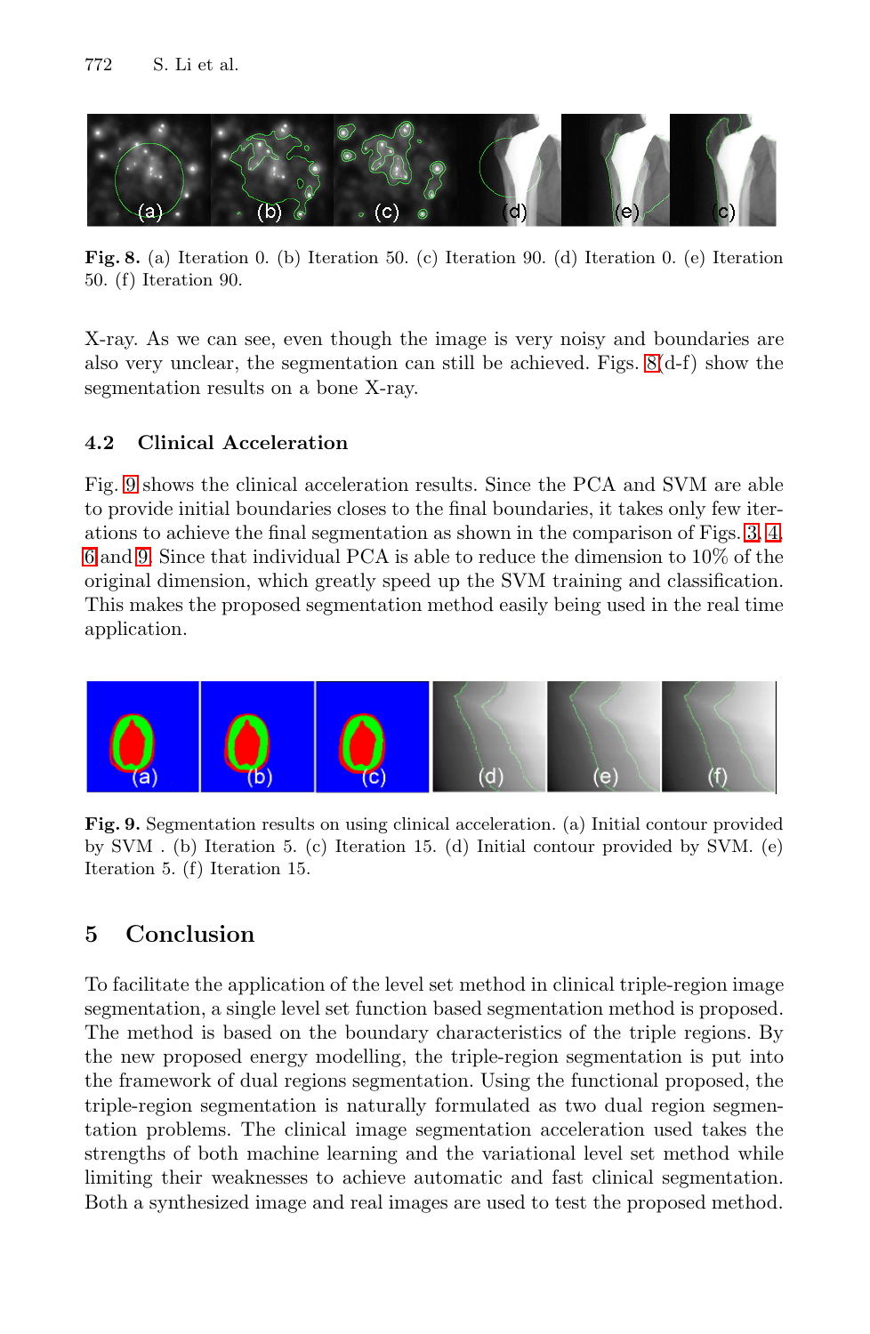**Fig. 8.** (a) Iteration 0. (b) Iteration 50. (c) Iteration 90. (d) Iteration 0. (e) Iteration 50. (f) Iteration 90.

X-ray. As we can see, even though the image is very noisy and boundaries are also very unclear, the segmentation can still be achieved. Figs. 8(d-f) show the segmentation results on a bone X-ray.

### 4.2 Clinical Acceleration

Fig. 9 shows the clinical acceleration results. Since the PCA and SVM are able to provide initial boundaries closes to the final boundaries, it takes only few iterations to achieve the final segmentation as shown in the comparison of Figs. 3, 4, 6 and 9. Since that individual PCA is able to reduce the dimension to 10% of the original dimension, which greatly speed up the SVM training and classification. This makes the proposed segmentation method easily being used in the real time application.

**Fig. 9.** Segmentation results on using clinical acceleration. (a) Initial contour provided by SVM . (b) Iteration 5. (c) Iteration 15. (d) Initial contour provided by SVM. (e) Iteration 5. (f) Iteration 15.

## 5 Conclusion

To facilitate the application of the level set method in clinical triple-region image segmentation, a single level set function based segmentation method is proposed. The method is based on the boundary characteristics of the triple regions. By the new proposed energy modelling, the triple-region segmentation is put into the framework of dual regions segmentation. Using the functional proposed, the triple-region segmentation is naturally formulated as two dual region segmentation problems. The clinical image segmentation acceleration used takes the strengths of both machine learning and the variational level set method while limiting their weaknesses to achieve automatic and fast clinical segmentation. Both a synthesized image and real images are used to test the proposed method.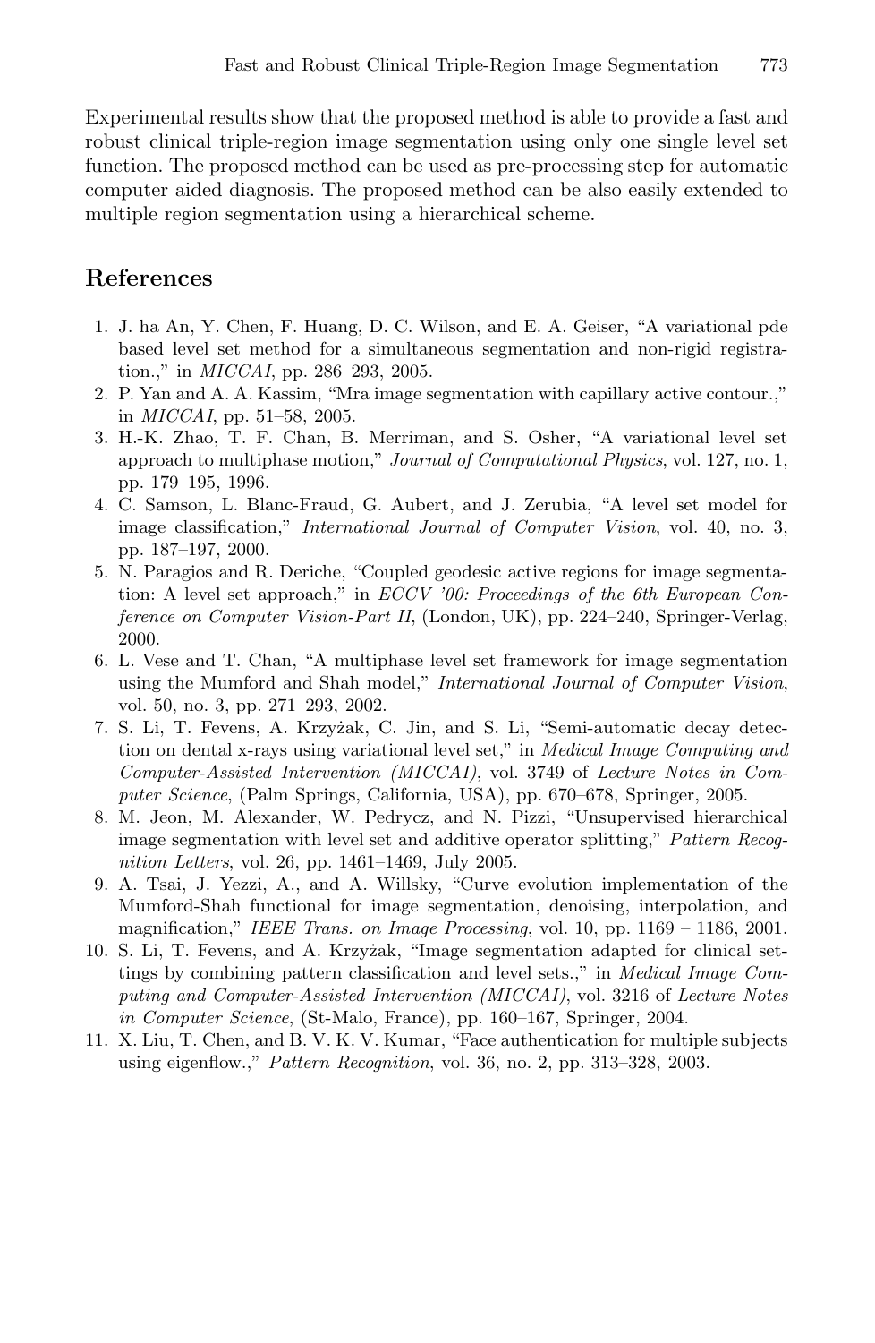Experimental results show that the proposed method is able to provide a fast and robust clinical triple-region image segmentation using only one single level set function. The proposed method can be used as pre-processing step for automatic computer aided diagnosis. The proposed method can be also easily extended to multiple region segmentation using a hierarchical scheme.

## References

1. J. ha An, Y. Chen, F. Huang, D. C. Wilson, and E. A. Geiser, "A variational pde based level set method for a simultaneous segmentation and non-rigid registration.," in *MICCAI*, pp. 286–293, 2005.
2. P. Yan and A. A. Kassim, "Mra image segmentation with capillary active contour.," in *MICCAI*, pp. 51–58, 2005.
3. H.-K. Zhao, T. F. Chan, B. Merriman, and S. Osher, "A variational level set approach to multiphase motion," *Journal of Computational Physics*, vol. 127, no. 1, pp. 179–195, 1996.
4. C. Samson, L. Blanc-Fraud, G. Aubert, and J. Zerubia, "A level set model for image classification," *International Journal of Computer Vision*, vol. 40, no. 3, pp. 187–197, 2000.
5. N. Paragios and R. Deriche, "Coupled geodesic active regions for image segmentation: A level set approach," in *ECCV '00: Proceedings of the 6th European Conference on Computer Vision-Part II*, (London, UK), pp. 224–240, Springer-Verlag, 2000.
6. L. Vese and T. Chan, "A multiphase level set framework for image segmentation using the Mumford and Shah model," *International Journal of Computer Vision*, vol. 50, no. 3, pp. 271–293, 2002.
7. S. Li, T. Fevens, A. Krzyżak, C. Jin, and S. Li, "Semi-automatic decay detection on dental x-rays using variational level set," in *Medical Image Computing and Computer-Assisted Intervention (MICCAI)*, vol. 3749 of *Lecture Notes in Computer Science*, (Palm Springs, California, USA), pp. 670–678, Springer, 2005.
8. M. Jeon, M. Alexander, W. Pedrycz, and N. Pizzi, "Unsupervised hierarchical image segmentation with level set and additive operator splitting," *Pattern Recognition Letters*, vol. 26, pp. 1461–1469, July 2005.
9. A. Tsai, J. Yezzi, A., and A. Willsky, "Curve evolution implementation of the Mumford-Shah functional for image segmentation, denoising, interpolation, and magnification," *IEEE Trans. on Image Processing*, vol. 10, pp. 1169 – 1186, 2001.
10. S. Li, T. Fevens, and A. Krzyżak, "Image segmentation adapted for clinical settings by combining pattern classification and level sets.," in *Medical Image Computing and Computer-Assisted Intervention (MICCAI)*, vol. 3216 of *Lecture Notes in Computer Science*, (St-Malo, France), pp. 160–167, Springer, 2004.
11. X. Liu, T. Chen, and B. V. K. V. Kumar, "Face authentication for multiple subjects using eigenflow.," *Pattern Recognition*, vol. 36, no. 2, pp. 313–328, 2003.